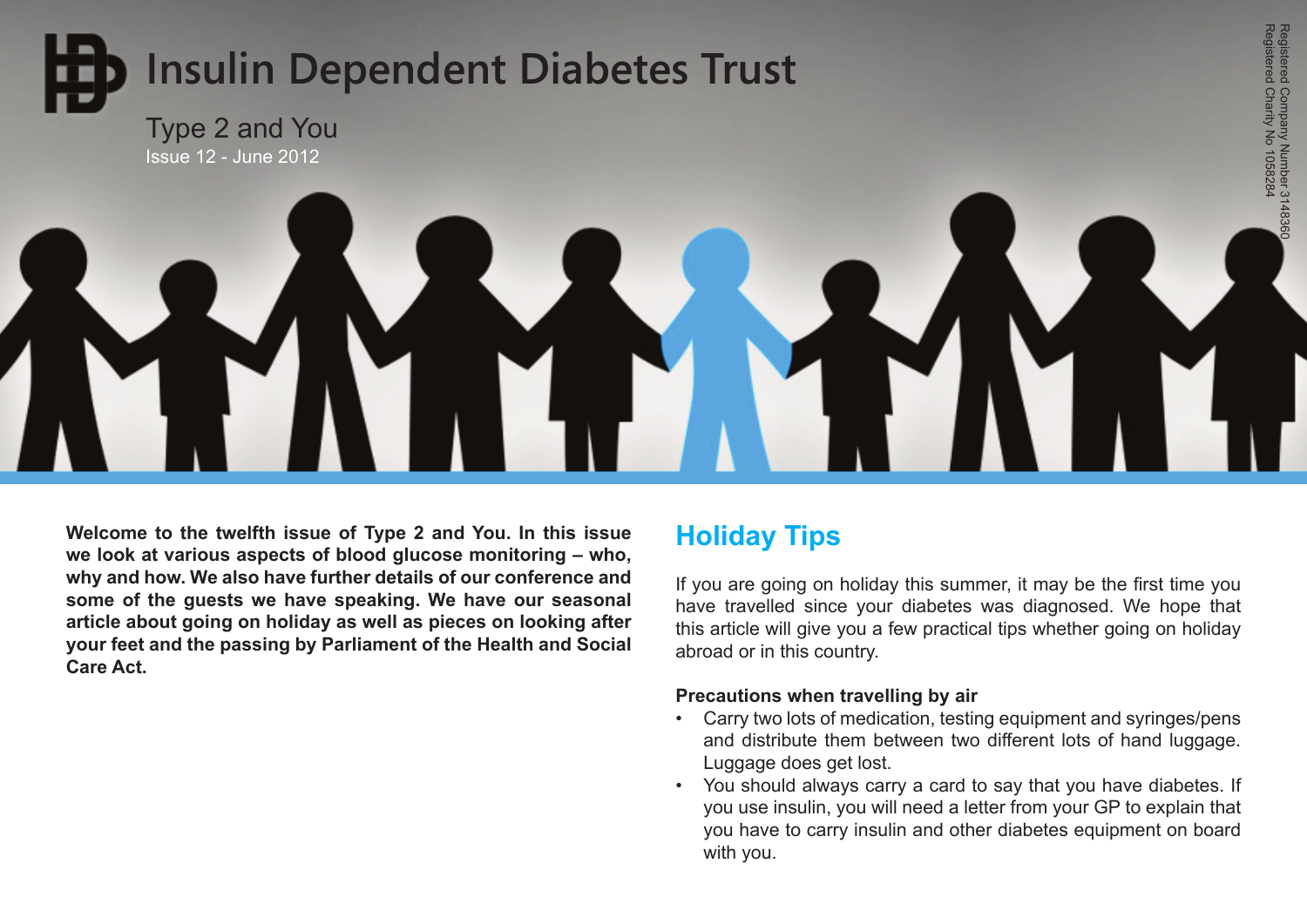# Insulin Dependent Diabetes Trust

Type 2 and You

Issue 12 - June 2012

Registered Company Number 3148360
Registered Charity No 1058284

**Welcome to the twelfth issue of Type 2 and You. In this issue we look at various aspects of blood glucose monitoring – who, why and how. We also have further details of our conference and some of the guests we have speaking. We have our seasonal article about going on holiday as well as pieces on looking after your feet and the passing by Parliament of the Health and Social Care Act.**

## Holiday Tips

If you are going on holiday this summer, it may be the first time you have travelled since your diabetes was diagnosed. We hope that this article will give you a few practical tips whether going on holiday abroad or in this country.

### Precautions when travelling by air

- Carry two lots of medication, testing equipment and syringes/pens and distribute them between two different lots of hand luggage. Luggage does get lost.
- You should always carry a card to say that you have diabetes. If you use insulin, you will need a letter from your GP to explain that you have to carry insulin and other diabetes equipment on board with you.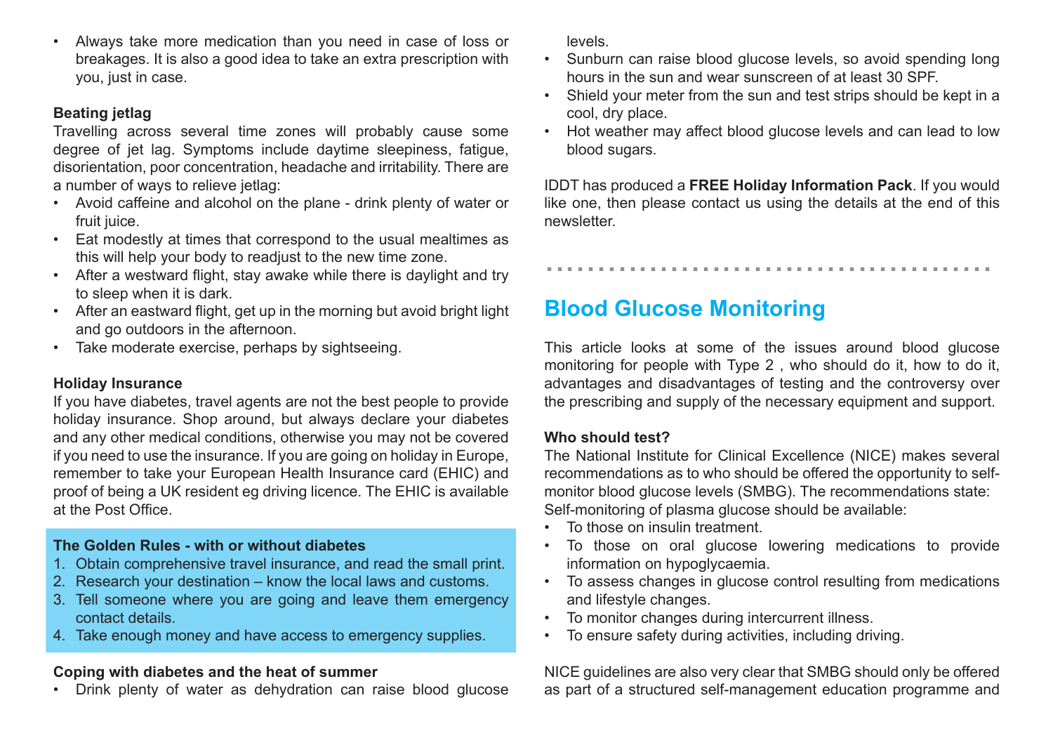- Always take more medication than you need in case of loss or breakages. It is also a good idea to take an extra prescription with you, just in case.

**Beating jetlag**

Travelling across several time zones will probably cause some degree of jet lag. Symptoms include daytime sleepiness, fatigue, disorientation, poor concentration, headache and irritability. There are a number of ways to relieve jetlag:

- Avoid caffeine and alcohol on the plane - drink plenty of water or fruit juice.
- Eat modestly at times that correspond to the usual mealtimes as this will help your body to readjust to the new time zone.
- After a westward flight, stay awake while there is daylight and try to sleep when it is dark.
- After an eastward flight, get up in the morning but avoid bright light and go outdoors in the afternoon.
- Take moderate exercise, perhaps by sightseeing.

**Holiday Insurance**

If you have diabetes, travel agents are not the best people to provide holiday insurance. Shop around, but always declare your diabetes and any other medical conditions, otherwise you may not be covered if you need to use the insurance. If you are going on holiday in Europe, remember to take your European Health Insurance card (EHIC) and proof of being a UK resident eg driving licence. The EHIC is available at the Post Office.

**The Golden Rules - with or without diabetes**

1. Obtain comprehensive travel insurance, and read the small print.
2. Research your destination – know the local laws and customs.
3. Tell someone where you are going and leave them emergency contact details.
4. Take enough money and have access to emergency supplies.

**Coping with diabetes and the heat of summer**

- Drink plenty of water as dehydration can raise blood glucose levels.
- Sunburn can raise blood glucose levels, so avoid spending long hours in the sun and wear sunscreen of at least 30 SPF.
- Shield your meter from the sun and test strips should be kept in a cool, dry place.
- Hot weather may affect blood glucose levels and can lead to low blood sugars.

IDDT has produced a **FREE Holiday Information Pack**. If you would like one, then please contact us using the details at the end of this newsletter.

## Blood Glucose Monitoring

This article looks at some of the issues around blood glucose monitoring for people with Type 2 , who should do it, how to do it, advantages and disadvantages of testing and the controversy over the prescribing and supply of the necessary equipment and support.

**Who should test?**

The National Institute for Clinical Excellence (NICE) makes several recommendations as to who should be offered the opportunity to self-monitor blood glucose levels (SMBG). The recommendations state:

Self-monitoring of plasma glucose should be available:

- To those on insulin treatment.
- To those on oral glucose lowering medications to provide information on hypoglycaemia.
- To assess changes in glucose control resulting from medications and lifestyle changes.
- To monitor changes during intercurrent illness.
- To ensure safety during activities, including driving.

NICE guidelines are also very clear that SMBG should only be offered as part of a structured self-management education programme and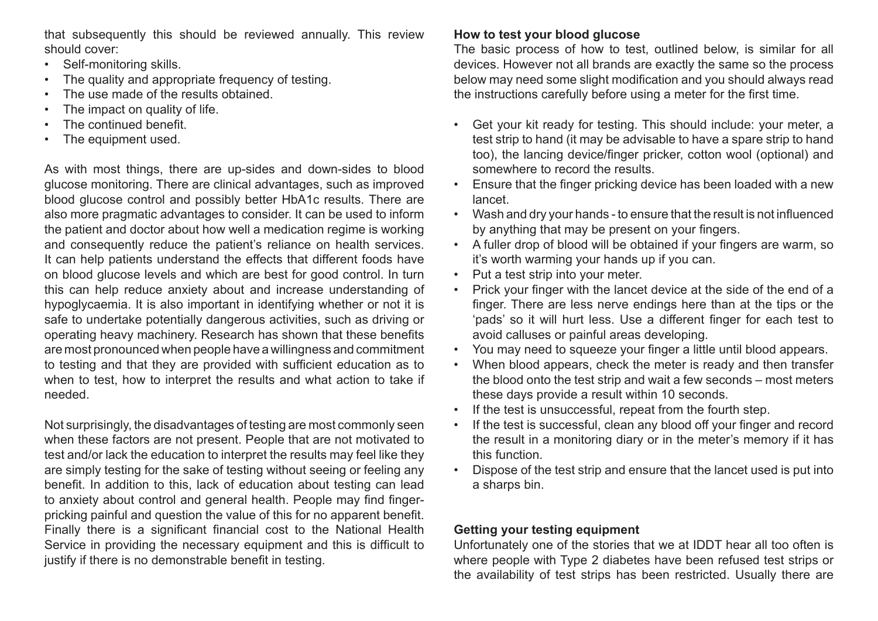that subsequently this should be reviewed annually. This review should cover:

- Self-monitoring skills.
- The quality and appropriate frequency of testing.
- The use made of the results obtained.
- The impact on quality of life.
- The continued benefit.
- The equipment used.

As with most things, there are up-sides and down-sides to blood glucose monitoring. There are clinical advantages, such as improved blood glucose control and possibly better HbA1c results. There are also more pragmatic advantages to consider. It can be used to inform the patient and doctor about how well a medication regime is working and consequently reduce the patient's reliance on health services. It can help patients understand the effects that different foods have on blood glucose levels and which are best for good control. In turn this can help reduce anxiety about and increase understanding of hypoglycaemia. It is also important in identifying whether or not it is safe to undertake potentially dangerous activities, such as driving or operating heavy machinery. Research has shown that these benefits are most pronounced when people have a willingness and commitment to testing and that they are provided with sufficient education as to when to test, how to interpret the results and what action to take if needed.

Not surprisingly, the disadvantages of testing are most commonly seen when these factors are not present. People that are not motivated to test and/or lack the education to interpret the results may feel like they are simply testing for the sake of testing without seeing or feeling any benefit. In addition to this, lack of education about testing can lead to anxiety about control and general health. People may find finger-pricking painful and question the value of this for no apparent benefit. Finally there is a significant financial cost to the National Health Service in providing the necessary equipment and this is difficult to justify if there is no demonstrable benefit in testing.

**How to test your blood glucose**

The basic process of how to test, outlined below, is similar for all devices. However not all brands are exactly the same so the process below may need some slight modification and you should always read the instructions carefully before using a meter for the first time.

- Get your kit ready for testing. This should include: your meter, a test strip to hand (it may be advisable to have a spare strip to hand too), the lancing device/finger pricker, cotton wool (optional) and somewhere to record the results.
- Ensure that the finger pricking device has been loaded with a new lancet.
- Wash and dry your hands - to ensure that the result is not influenced by anything that may be present on your fingers.
- A fuller drop of blood will be obtained if your fingers are warm, so it's worth warming your hands up if you can.
- Put a test strip into your meter.
- Prick your finger with the lancet device at the side of the end of a finger. There are less nerve endings here than at the tips or the 'pads' so it will hurt less. Use a different finger for each test to avoid calluses or painful areas developing.
- You may need to squeeze your finger a little until blood appears.
- When blood appears, check the meter is ready and then transfer the blood onto the test strip and wait a few seconds – most meters these days provide a result within 10 seconds.
- If the test is unsuccessful, repeat from the fourth step.
- If the test is successful, clean any blood off your finger and record the result in a monitoring diary or in the meter's memory if it has this function.
- Dispose of the test strip and ensure that the lancet used is put into a sharps bin.

**Getting your testing equipment**

Unfortunately one of the stories that we at IDDT hear all too often is where people with Type 2 diabetes have been refused test strips or the availability of test strips has been restricted. Usually there are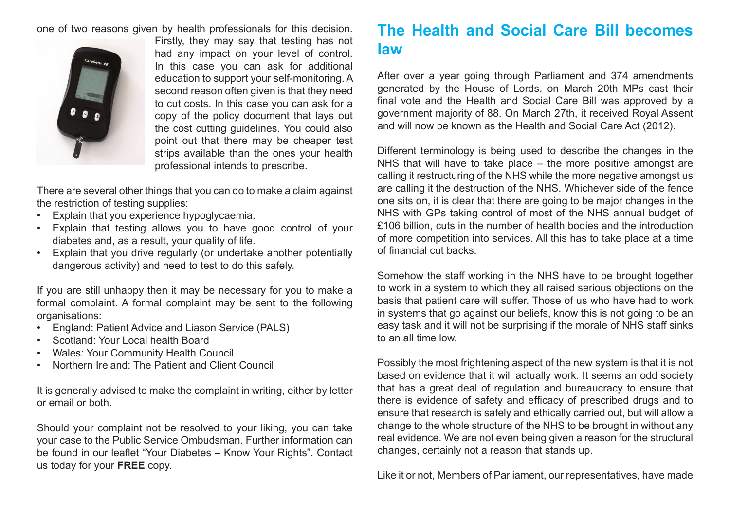one of two reasons given by health professionals for this decision. Firstly, they may say that testing has not had any impact on your level of control. In this case you can ask for additional education to support your self-monitoring. A second reason often given is that they need to cut costs. In this case you can ask for a copy of the policy document that lays out the cost cutting guidelines. You could also point out that there may be cheaper test strips available than the ones your health professional intends to prescribe.

There are several other things that you can do to make a claim against the restriction of testing supplies:

- Explain that you experience hypoglycaemia.
- Explain that testing allows you to have good control of your diabetes and, as a result, your quality of life.
- Explain that you drive regularly (or undertake another potentially dangerous activity) and need to test to do this safely.

If you are still unhappy then it may be necessary for you to make a formal complaint. A formal complaint may be sent to the following organisations:

- England: Patient Advice and Liason Service (PALS)
- Scotland: Your Local health Board
- Wales: Your Community Health Council
- Northern Ireland: The Patient and Client Council

It is generally advised to make the complaint in writing, either by letter or email or both.

Should your complaint not be resolved to your liking, you can take your case to the Public Service Ombudsman. Further information can be found in our leaflet “Your Diabetes – Know Your Rights”. Contact us today for your **FREE** copy.

## The Health and Social Care Bill becomes law

After over a year going through Parliament and 374 amendments generated by the House of Lords, on March 20th MPs cast their final vote and the Health and Social Care Bill was approved by a government majority of 88. On March 27th, it received Royal Assent and will now be known as the Health and Social Care Act (2012).

Different terminology is being used to describe the changes in the NHS that will have to take place – the more positive amongst are calling it restructuring of the NHS while the more negative amongst us are calling it the destruction of the NHS. Whichever side of the fence one sits on, it is clear that there are going to be major changes in the NHS with GPs taking control of most of the NHS annual budget of £106 billion, cuts in the number of health bodies and the introduction of more competition into services. All this has to take place at a time of financial cut backs.

Somehow the staff working in the NHS have to be brought together to work in a system to which they all raised serious objections on the basis that patient care will suffer. Those of us who have had to work in systems that go against our beliefs, know this is not going to be an easy task and it will not be surprising if the morale of NHS staff sinks to an all time low.

Possibly the most frightening aspect of the new system is that it is not based on evidence that it will actually work. It seems an odd society that has a great deal of regulation and bureaucracy to ensure that there is evidence of safety and efficacy of prescribed drugs and to ensure that research is safely and ethically carried out, but will allow a change to the whole structure of the NHS to be brought in without any real evidence. We are not even being given a reason for the structural changes, certainly not a reason that stands up.

Like it or not, Members of Parliament, our representatives, have made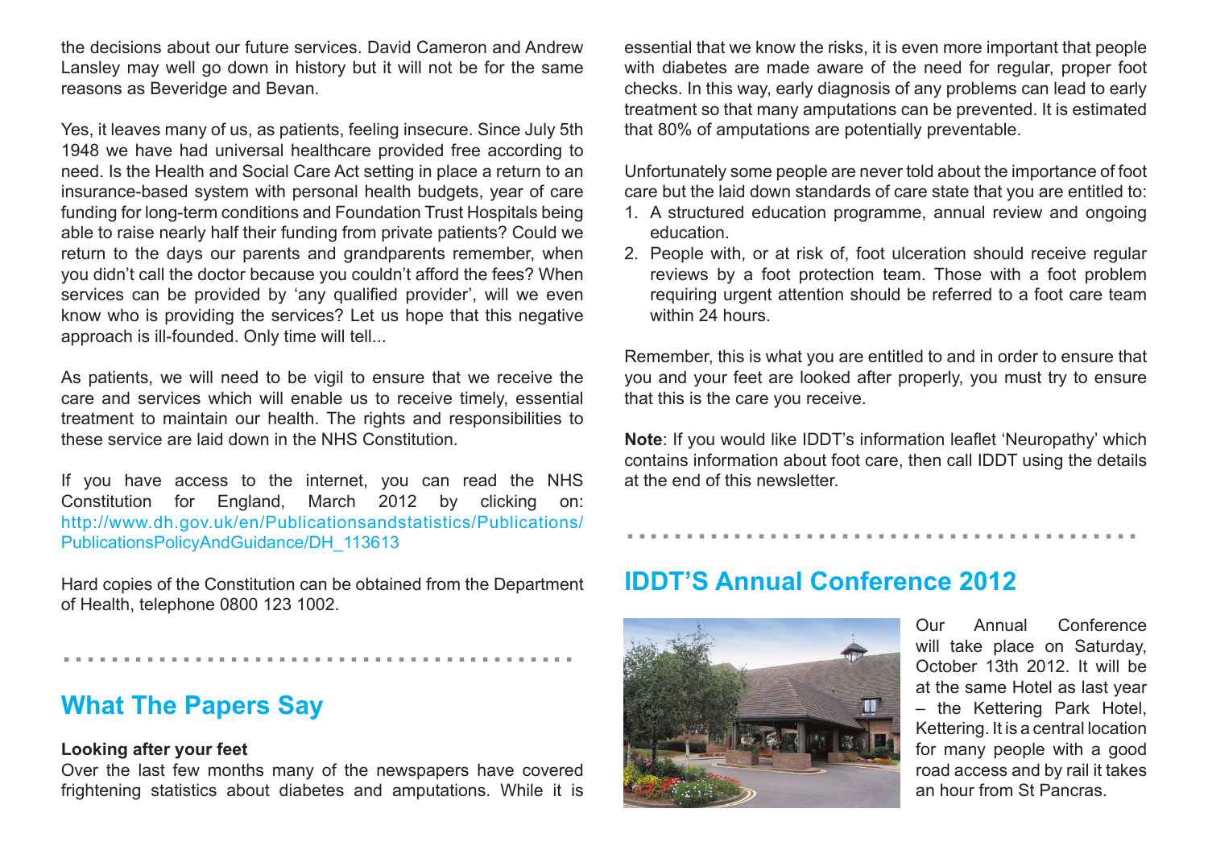the decisions about our future services. David Cameron and Andrew Lansley may well go down in history but it will not be for the same reasons as Beveridge and Bevan.

Yes, it leaves many of us, as patients, feeling insecure. Since July 5th 1948 we have had universal healthcare provided free according to need. Is the Health and Social Care Act setting in place a return to an insurance-based system with personal health budgets, year of care funding for long-term conditions and Foundation Trust Hospitals being able to raise nearly half their funding from private patients? Could we return to the days our parents and grandparents remember, when you didn't call the doctor because you couldn't afford the fees? When services can be provided by 'any qualified provider', will we even know who is providing the services? Let us hope that this negative approach is ill-founded. Only time will tell...

As patients, we will need to be vigil to ensure that we receive the care and services which will enable us to receive timely, essential treatment to maintain our health. The rights and responsibilities to these service are laid down in the NHS Constitution.

If you have access to the internet, you can read the NHS Constitution for England, March 2012 by clicking on: http://www.dh.gov.uk/en/Publicationsandstatistics/Publications/PublicationsPolicyAndGuidance/DH_113613

Hard copies of the Constitution can be obtained from the Department of Health, telephone 0800 123 1002.

## What The Papers Say

**Looking after your feet**

Over the last few months many of the newspapers have covered frightening statistics about diabetes and amputations. While it is essential that we know the risks, it is even more important that people with diabetes are made aware of the need for regular, proper foot checks. In this way, early diagnosis of any problems can lead to early treatment so that many amputations can be prevented. It is estimated that 80% of amputations are potentially preventable.

Unfortunately some people are never told about the importance of foot care but the laid down standards of care state that you are entitled to:

1. A structured education programme, annual review and ongoing education.
2. People with, or at risk of, foot ulceration should receive regular reviews by a foot protection team. Those with a foot problem requiring urgent attention should be referred to a foot care team within 24 hours.

Remember, this is what you are entitled to and in order to ensure that you and your feet are looked after properly, you must try to ensure that this is the care you receive.

**Note**: If you would like IDDT's information leaflet 'Neuropathy' which contains information about foot care, then call IDDT using the details at the end of this newsletter.

## IDDT'S Annual Conference 2012

Our Annual Conference will take place on Saturday, October 13th 2012. It will be at the same Hotel as last year – the Kettering Park Hotel, Kettering. It is a central location for many people with a good road access and by rail it takes an hour from St Pancras.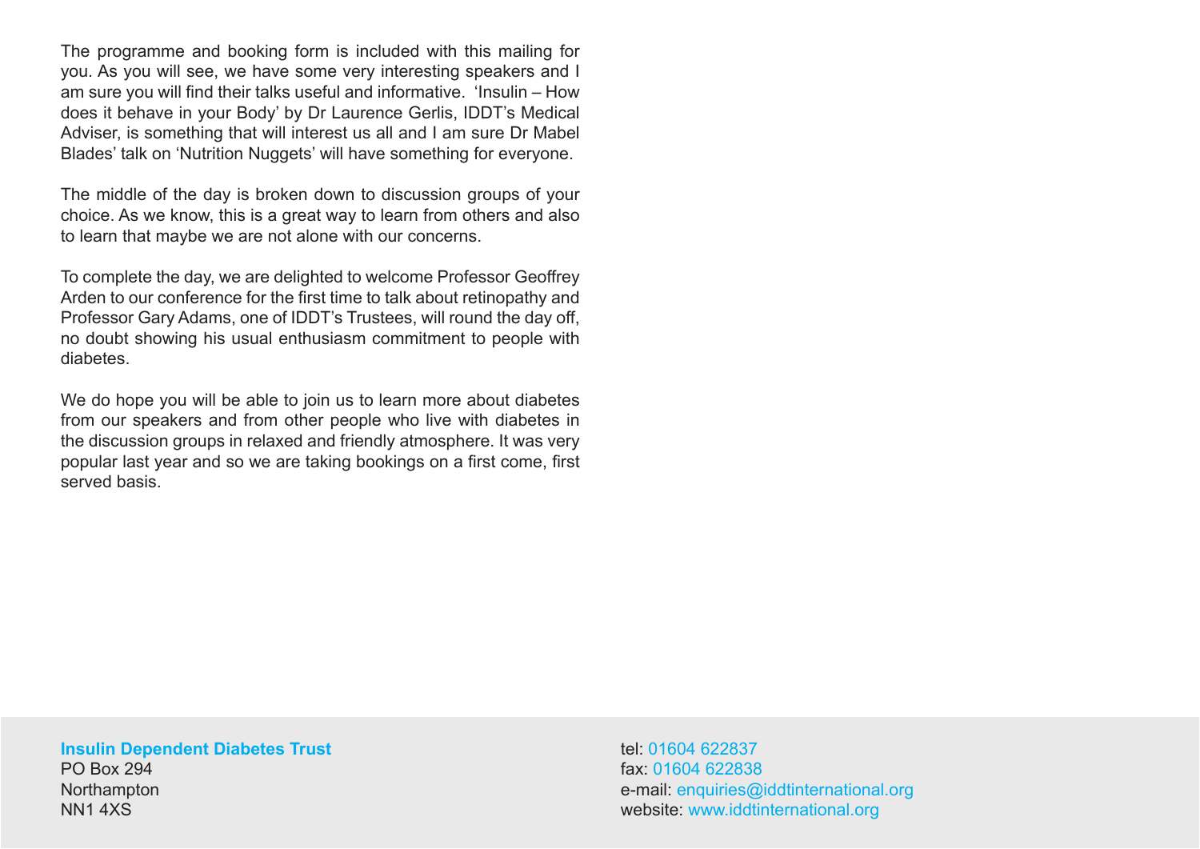The programme and booking form is included with this mailing for you. As you will see, we have some very interesting speakers and I am sure you will find their talks useful and informative. 'Insulin – How does it behave in your Body' by Dr Laurence Gerlis, IDDT's Medical Adviser, is something that will interest us all and I am sure Dr Mabel Blades' talk on 'Nutrition Nuggets' will have something for everyone.

The middle of the day is broken down to discussion groups of your choice. As we know, this is a great way to learn from others and also to learn that maybe we are not alone with our concerns.

To complete the day, we are delighted to welcome Professor Geoffrey Arden to our conference for the first time to talk about retinopathy and Professor Gary Adams, one of IDDT's Trustees, will round the day off, no doubt showing his usual enthusiasm commitment to people with diabetes.

We do hope you will be able to join us to learn more about diabetes from our speakers and from other people who live with diabetes in the discussion groups in relaxed and friendly atmosphere. It was very popular last year and so we are taking bookings on a first come, first served basis.

**Insulin Dependent Diabetes Trust**
PO Box 294
Northampton
NN1 4XS

tel: 01604 622837
fax: 01604 622838
e-mail: enquiries@iddtinternational.org
website: www.iddtinternational.org